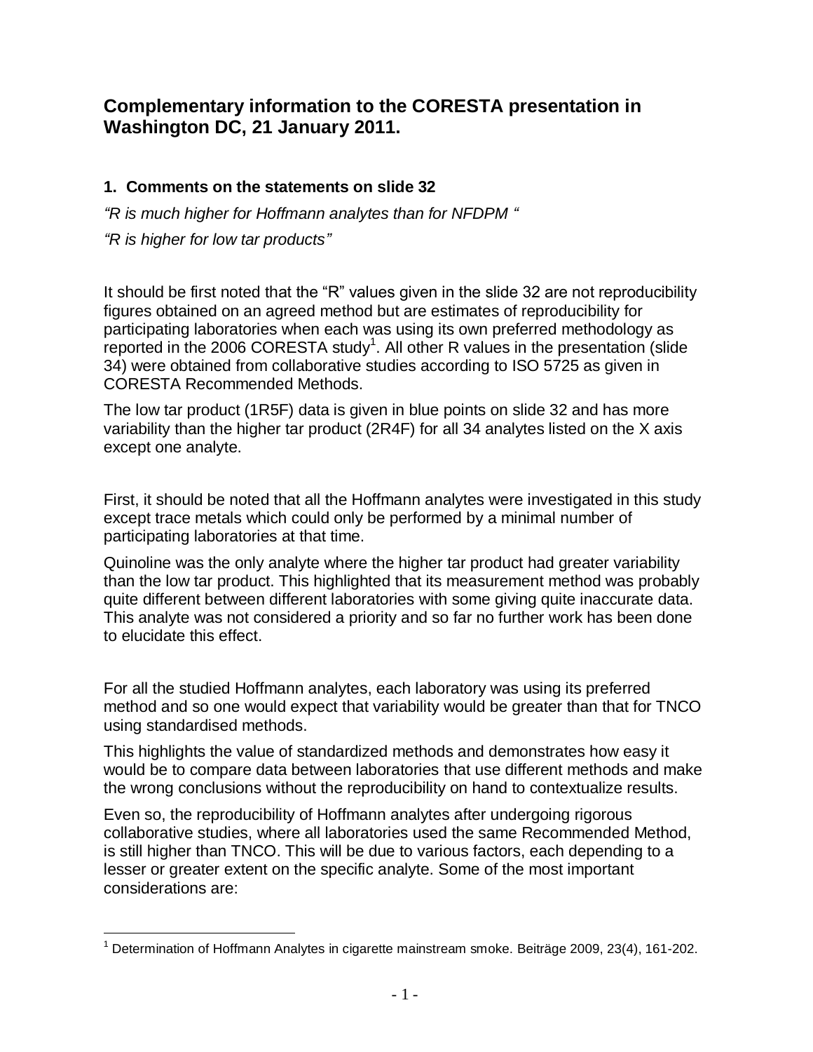# Complementary information to the CORESTA presentation in Washington DC, 21 January 2011.

## 1. Comments on the statements on slide 32

*"R is much higher for Hoffmann analytes than for NFDPM "*

*"R is higher for low tar products"*

It should be first noted that the "R" values given in the slide 32 are not reproducibility figures obtained on an agreed method but are estimates of reproducibility for participating laboratories when each was using its own preferred methodology as reported in the 2006 CORESTA study[1]. All other R values in the presentation (slide 34) were obtained from collaborative studies according to ISO 5725 as given in CORESTA Recommended Methods.

The low tar product (1R5F) data is given in blue points on slide 32 and has more variability than the higher tar product (2R4F) for all 34 analytes listed on the X axis except one analyte.

First, it should be noted that all the Hoffmann analytes were investigated in this study except trace metals which could only be performed by a minimal number of participating laboratories at that time.

Quinoline was the only analyte where the higher tar product had greater variability than the low tar product. This highlighted that its measurement method was probably quite different between different laboratories with some giving quite inaccurate data. This analyte was not considered a priority and so far no further work has been done to elucidate this effect.

For all the studied Hoffmann analytes, each laboratory was using its preferred method and so one would expect that variability would be greater than that for TNCO using standardised methods.

This highlights the value of standardized methods and demonstrates how easy it would be to compare data between laboratories that use different methods and make the wrong conclusions without the reproducibility on hand to contextualize results.

Even so, the reproducibility of Hoffmann analytes after undergoing rigorous collaborative studies, where all laboratories used the same Recommended Method, is still higher than TNCO. This will be due to various factors, each depending to a lesser or greater extent on the specific analyte. Some of the most important considerations are:

[1] Determination of Hoffmann Analytes in cigarette mainstream smoke. Beiträge 2009, 23(4), 161-202.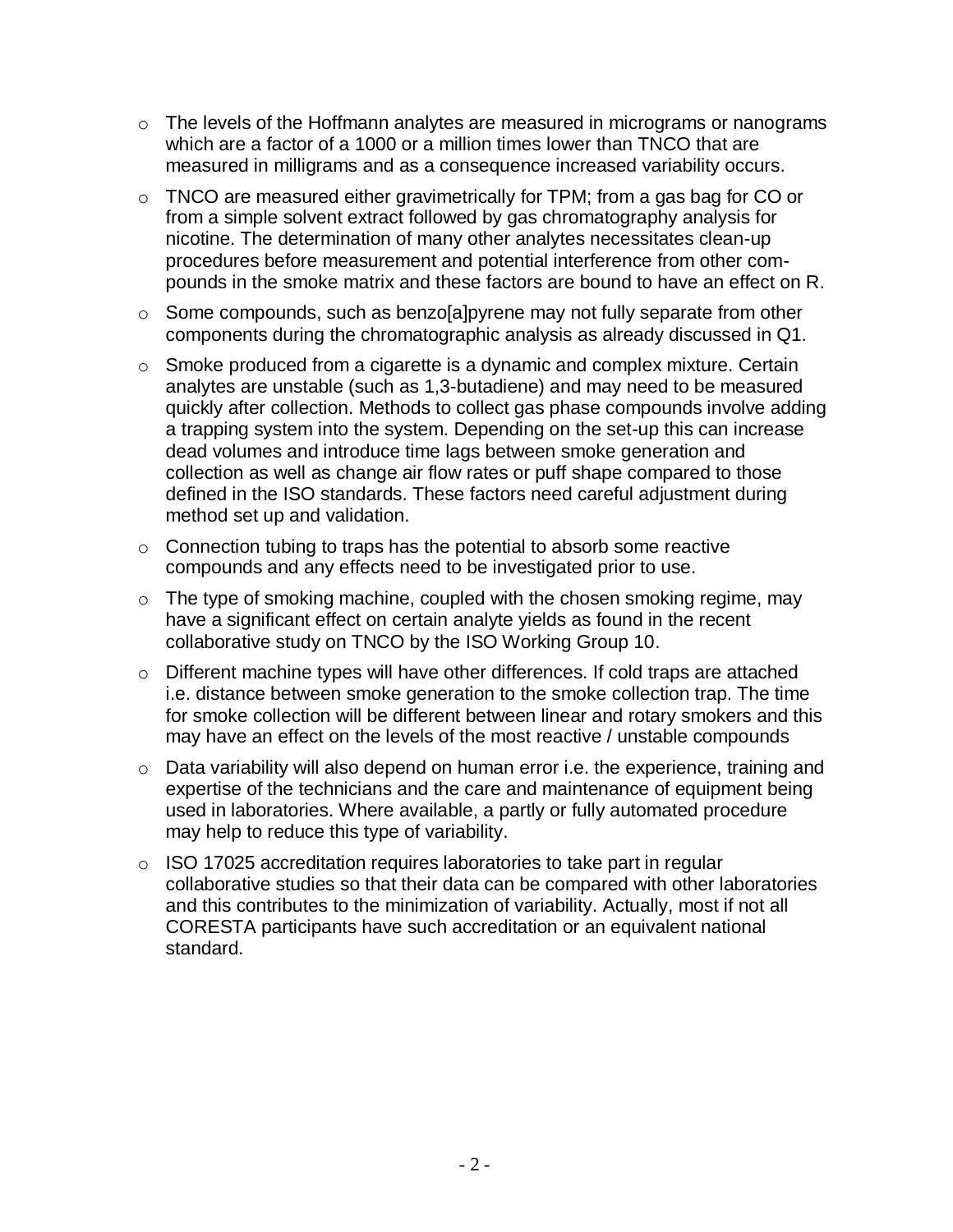- The levels of the Hoffmann analytes are measured in micrograms or nanograms which are a factor of a 1000 or a million times lower than TNCO that are measured in milligrams and as a consequence increased variability occurs.
- TNCO are measured either gravimetrically for TPM; from a gas bag for CO or from a simple solvent extract followed by gas chromatography analysis for nicotine. The determination of many other analytes necessitates clean-up procedures before measurement and potential interference from other compounds in the smoke matrix and these factors are bound to have an effect on R.
- Some compounds, such as benzo[a]pyrene may not fully separate from other components during the chromatographic analysis as already discussed in Q1.
- Smoke produced from a cigarette is a dynamic and complex mixture. Certain analytes are unstable (such as 1,3-butadiene) and may need to be measured quickly after collection. Methods to collect gas phase compounds involve adding a trapping system into the system. Depending on the set-up this can increase dead volumes and introduce time lags between smoke generation and collection as well as change air flow rates or puff shape compared to those defined in the ISO standards. These factors need careful adjustment during method set up and validation.
- Connection tubing to traps has the potential to absorb some reactive compounds and any effects need to be investigated prior to use.
- The type of smoking machine, coupled with the chosen smoking regime, may have a significant effect on certain analyte yields as found in the recent collaborative study on TNCO by the ISO Working Group 10.
- Different machine types will have other differences. If cold traps are attached i.e. distance between smoke generation to the smoke collection trap. The time for smoke collection will be different between linear and rotary smokers and this may have an effect on the levels of the most reactive / unstable compounds
- Data variability will also depend on human error i.e. the experience, training and expertise of the technicians and the care and maintenance of equipment being used in laboratories. Where available, a partly or fully automated procedure may help to reduce this type of variability.
- ISO 17025 accreditation requires laboratories to take part in regular collaborative studies so that their data can be compared with other laboratories and this contributes to the minimization of variability. Actually, most if not all CORESTA participants have such accreditation or an equivalent national standard.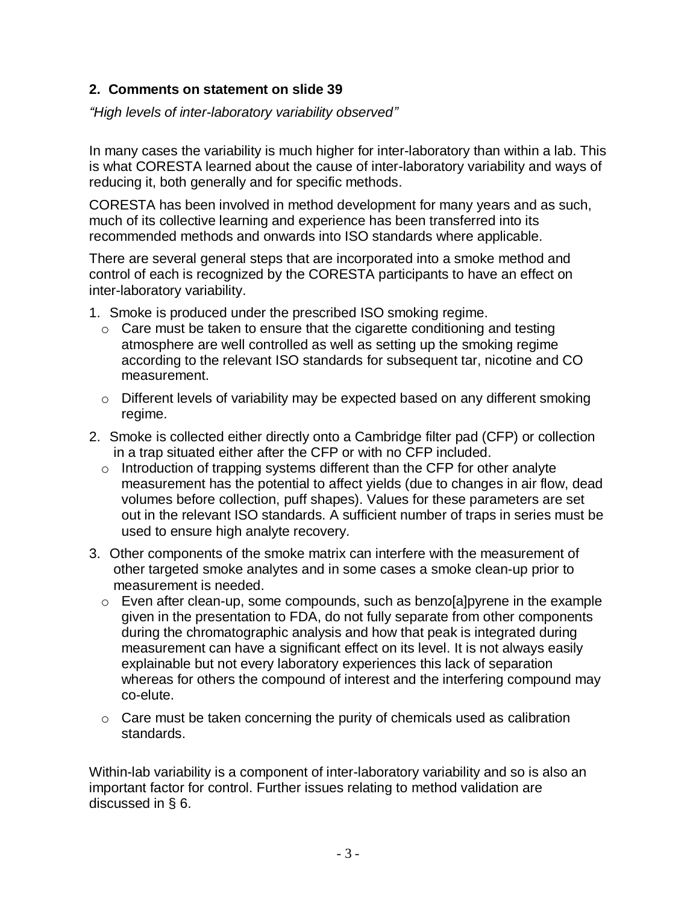## 2. Comments on statement on slide 39

*"High levels of inter-laboratory variability observed"*

In many cases the variability is much higher for inter-laboratory than within a lab. This is what CORESTA learned about the cause of inter-laboratory variability and ways of reducing it, both generally and for specific methods.

CORESTA has been involved in method development for many years and as such, much of its collective learning and experience has been transferred into its recommended methods and onwards into ISO standards where applicable.

There are several general steps that are incorporated into a smoke method and control of each is recognized by the CORESTA participants to have an effect on inter-laboratory variability.

1. Smoke is produced under the prescribed ISO smoking regime.
   - Care must be taken to ensure that the cigarette conditioning and testing atmosphere are well controlled as well as setting up the smoking regime according to the relevant ISO standards for subsequent tar, nicotine and CO measurement.
   - Different levels of variability may be expected based on any different smoking regime.
2. Smoke is collected either directly onto a Cambridge filter pad (CFP) or collection in a trap situated either after the CFP or with no CFP included.
   - Introduction of trapping systems different than the CFP for other analyte measurement has the potential to affect yields (due to changes in air flow, dead volumes before collection, puff shapes). Values for these parameters are set out in the relevant ISO standards. A sufficient number of traps in series must be used to ensure high analyte recovery.
3. Other components of the smoke matrix can interfere with the measurement of other targeted smoke analytes and in some cases a smoke clean-up prior to measurement is needed.
   - Even after clean-up, some compounds, such as benzo[a]pyrene in the example given in the presentation to FDA, do not fully separate from other components during the chromatographic analysis and how that peak is integrated during measurement can have a significant effect on its level. It is not always easily explainable but not every laboratory experiences this lack of separation whereas for others the compound of interest and the interfering compound may co-elute.
   - Care must be taken concerning the purity of chemicals used as calibration standards.

Within-lab variability is a component of inter-laboratory variability and so is also an important factor for control. Further issues relating to method validation are discussed in § 6.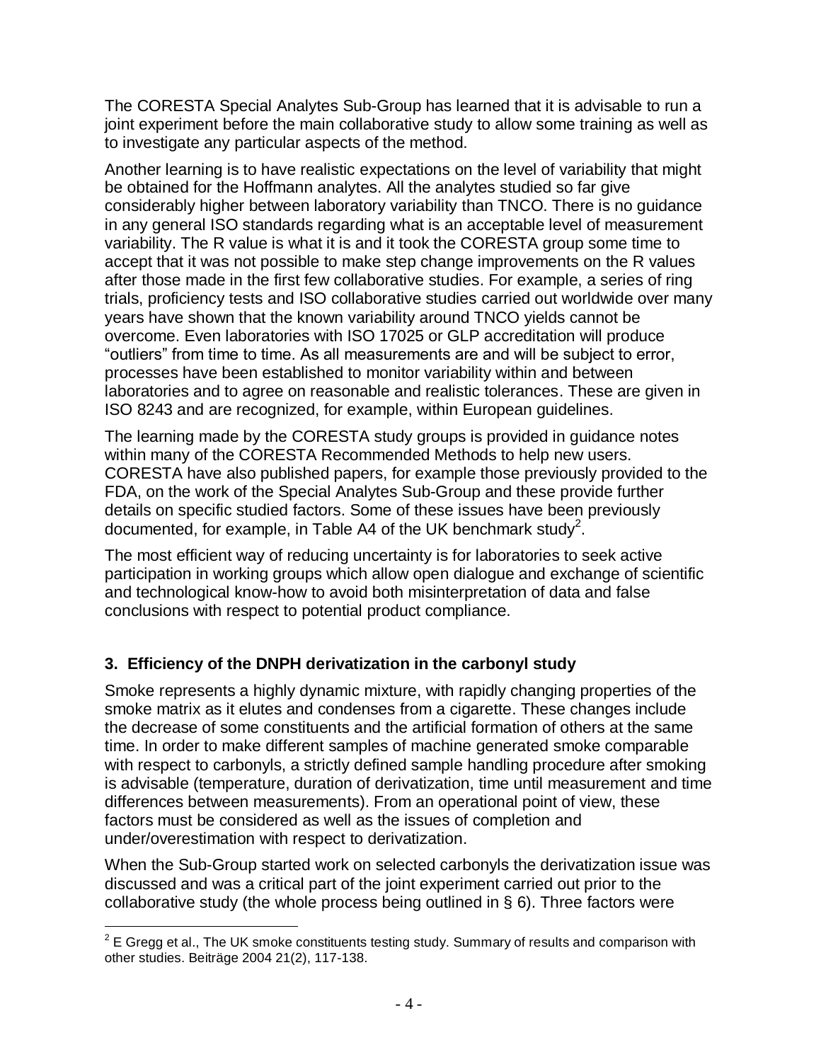The CORESTA Special Analytes Sub-Group has learned that it is advisable to run a joint experiment before the main collaborative study to allow some training as well as to investigate any particular aspects of the method.

Another learning is to have realistic expectations on the level of variability that might be obtained for the Hoffmann analytes. All the analytes studied so far give considerably higher between laboratory variability than TNCO. There is no guidance in any general ISO standards regarding what is an acceptable level of measurement variability. The R value is what it is and it took the CORESTA group some time to accept that it was not possible to make step change improvements on the R values after those made in the first few collaborative studies. For example, a series of ring trials, proficiency tests and ISO collaborative studies carried out worldwide over many years have shown that the known variability around TNCO yields cannot be overcome. Even laboratories with ISO 17025 or GLP accreditation will produce "outliers" from time to time. As all measurements are and will be subject to error, processes have been established to monitor variability within and between laboratories and to agree on reasonable and realistic tolerances. These are given in ISO 8243 and are recognized, for example, within European guidelines.

The learning made by the CORESTA study groups is provided in guidance notes within many of the CORESTA Recommended Methods to help new users. CORESTA have also published papers, for example those previously provided to the FDA, on the work of the Special Analytes Sub-Group and these provide further details on specific studied factors. Some of these issues have been previously documented, for example, in Table A4 of the UK benchmark study[2].

The most efficient way of reducing uncertainty is for laboratories to seek active participation in working groups which allow open dialogue and exchange of scientific and technological know-how to avoid both misinterpretation of data and false conclusions with respect to potential product compliance.

## 3. Efficiency of the DNPH derivatization in the carbonyl study

Smoke represents a highly dynamic mixture, with rapidly changing properties of the smoke matrix as it elutes and condenses from a cigarette. These changes include the decrease of some constituents and the artificial formation of others at the same time. In order to make different samples of machine generated smoke comparable with respect to carbonyls, a strictly defined sample handling procedure after smoking is advisable (temperature, duration of derivatization, time until measurement and time differences between measurements). From an operational point of view, these factors must be considered as well as the issues of completion and under/overestimation with respect to derivatization.

When the Sub-Group started work on selected carbonyls the derivatization issue was discussed and was a critical part of the joint experiment carried out prior to the collaborative study (the whole process being outlined in § 6). Three factors were

[2] E Gregg et al., The UK smoke constituents testing study. Summary of results and comparison with other studies. Beiträge 2004 21(2), 117-138.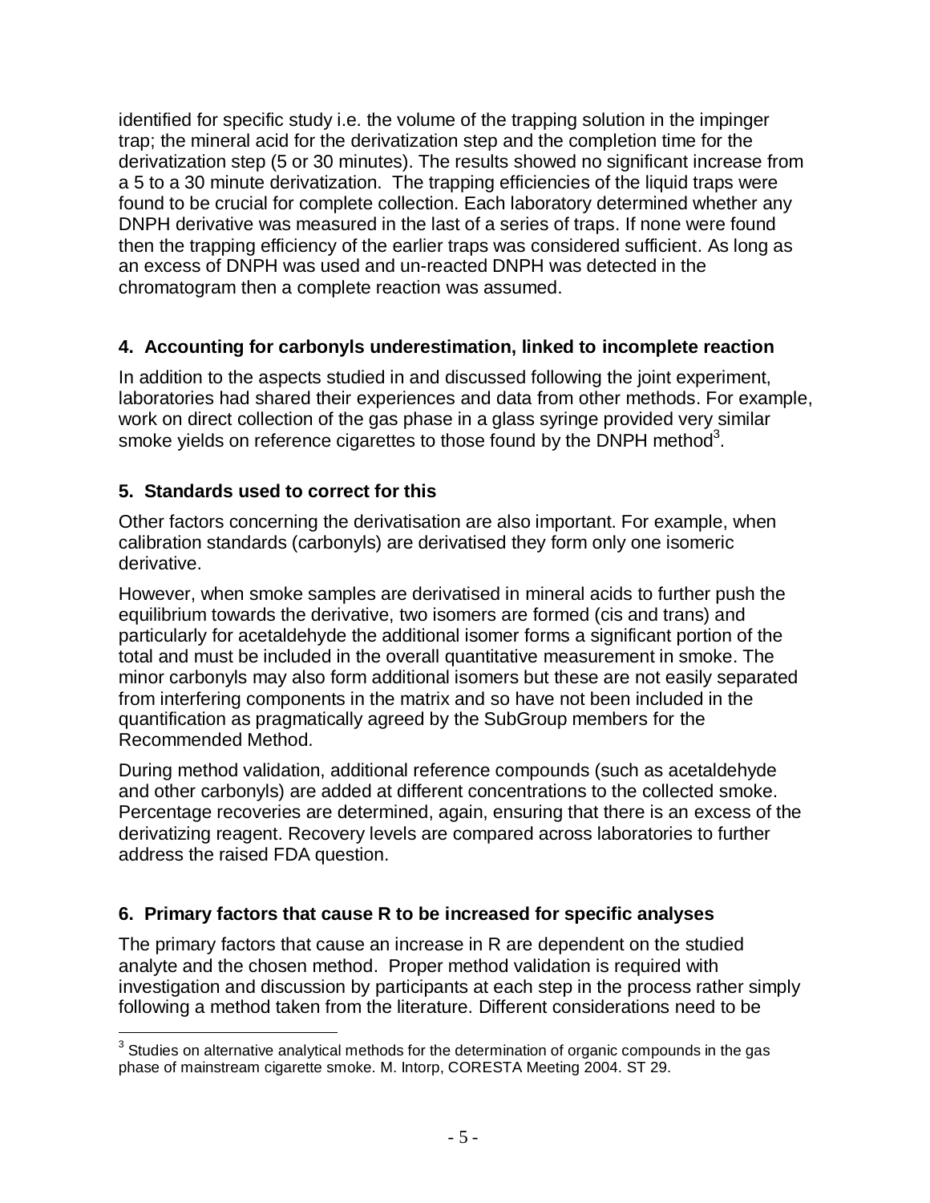identified for specific study i.e. the volume of the trapping solution in the impinger trap; the mineral acid for the derivatization step and the completion time for the derivatization step (5 or 30 minutes). The results showed no significant increase from a 5 to a 30 minute derivatization. The trapping efficiencies of the liquid traps were found to be crucial for complete collection. Each laboratory determined whether any DNPH derivative was measured in the last of a series of traps. If none were found then the trapping efficiency of the earlier traps was considered sufficient. As long as an excess of DNPH was used and un-reacted DNPH was detected in the chromatogram then a complete reaction was assumed.

## 4. Accounting for carbonyls underestimation, linked to incomplete reaction

In addition to the aspects studied in and discussed following the joint experiment, laboratories had shared their experiences and data from other methods. For example, work on direct collection of the gas phase in a glass syringe provided very similar smoke yields on reference cigarettes to those found by the DNPH method[3].

## 5. Standards used to correct for this

Other factors concerning the derivatisation are also important. For example, when calibration standards (carbonyls) are derivatised they form only one isomeric derivative.

However, when smoke samples are derivatised in mineral acids to further push the equilibrium towards the derivative, two isomers are formed (cis and trans) and particularly for acetaldehyde the additional isomer forms a significant portion of the total and must be included in the overall quantitative measurement in smoke. The minor carbonyls may also form additional isomers but these are not easily separated from interfering components in the matrix and so have not been included in the quantification as pragmatically agreed by the SubGroup members for the Recommended Method.

During method validation, additional reference compounds (such as acetaldehyde and other carbonyls) are added at different concentrations to the collected smoke. Percentage recoveries are determined, again, ensuring that there is an excess of the derivatizing reagent. Recovery levels are compared across laboratories to further address the raised FDA question.

## 6. Primary factors that cause R to be increased for specific analyses

The primary factors that cause an increase in R are dependent on the studied analyte and the chosen method. Proper method validation is required with investigation and discussion by participants at each step in the process rather simply following a method taken from the literature. Different considerations need to be

---

[3] Studies on alternative analytical methods for the determination of organic compounds in the gas phase of mainstream cigarette smoke. M. Intorp, CORESTA Meeting 2004. ST 29.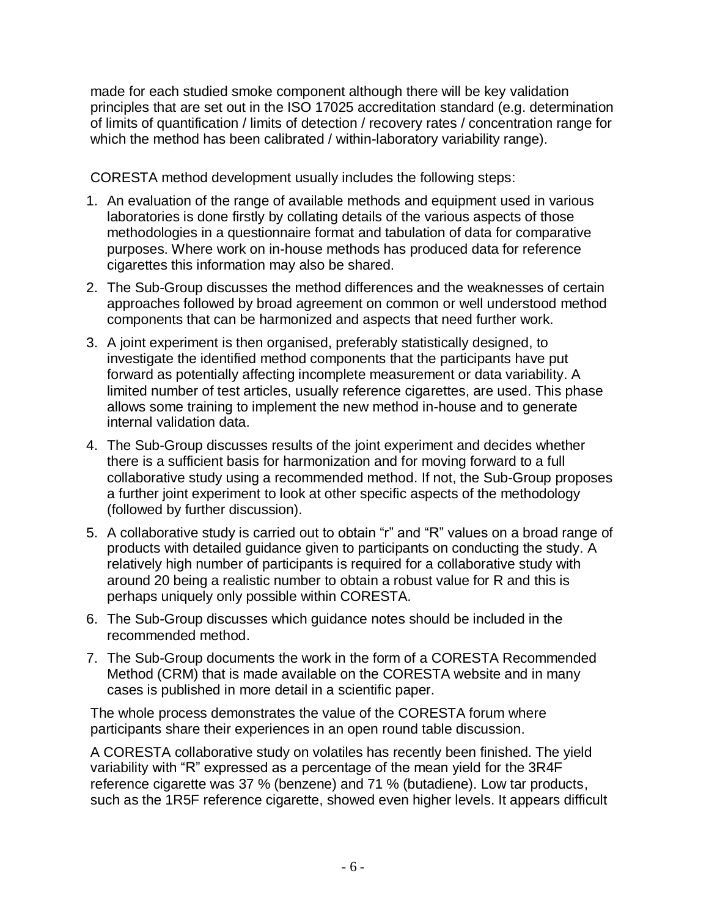made for each studied smoke component although there will be key validation principles that are set out in the ISO 17025 accreditation standard (e.g. determination of limits of quantification / limits of detection / recovery rates / concentration range for which the method has been calibrated / within-laboratory variability range).

CORESTA method development usually includes the following steps:

1. An evaluation of the range of available methods and equipment used in various laboratories is done firstly by collating details of the various aspects of those methodologies in a questionnaire format and tabulation of data for comparative purposes. Where work on in-house methods has produced data for reference cigarettes this information may also be shared.
2. The Sub-Group discusses the method differences and the weaknesses of certain approaches followed by broad agreement on common or well understood method components that can be harmonized and aspects that need further work.
3. A joint experiment is then organised, preferably statistically designed, to investigate the identified method components that the participants have put forward as potentially affecting incomplete measurement or data variability. A limited number of test articles, usually reference cigarettes, are used. This phase allows some training to implement the new method in-house and to generate internal validation data.
4. The Sub-Group discusses results of the joint experiment and decides whether there is a sufficient basis for harmonization and for moving forward to a full collaborative study using a recommended method. If not, the Sub-Group proposes a further joint experiment to look at other specific aspects of the methodology (followed by further discussion).
5. A collaborative study is carried out to obtain "r" and "R" values on a broad range of products with detailed guidance given to participants on conducting the study. A relatively high number of participants is required for a collaborative study with around 20 being a realistic number to obtain a robust value for R and this is perhaps uniquely only possible within CORESTA.
6. The Sub-Group discusses which guidance notes should be included in the recommended method.
7. The Sub-Group documents the work in the form of a CORESTA Recommended Method (CRM) that is made available on the CORESTA website and in many cases is published in more detail in a scientific paper.

The whole process demonstrates the value of the CORESTA forum where participants share their experiences in an open round table discussion.

A CORESTA collaborative study on volatiles has recently been finished. The yield variability with "R" expressed as a percentage of the mean yield for the 3R4F reference cigarette was 37 % (benzene) and 71 % (butadiene). Low tar products, such as the 1R5F reference cigarette, showed even higher levels. It appears difficult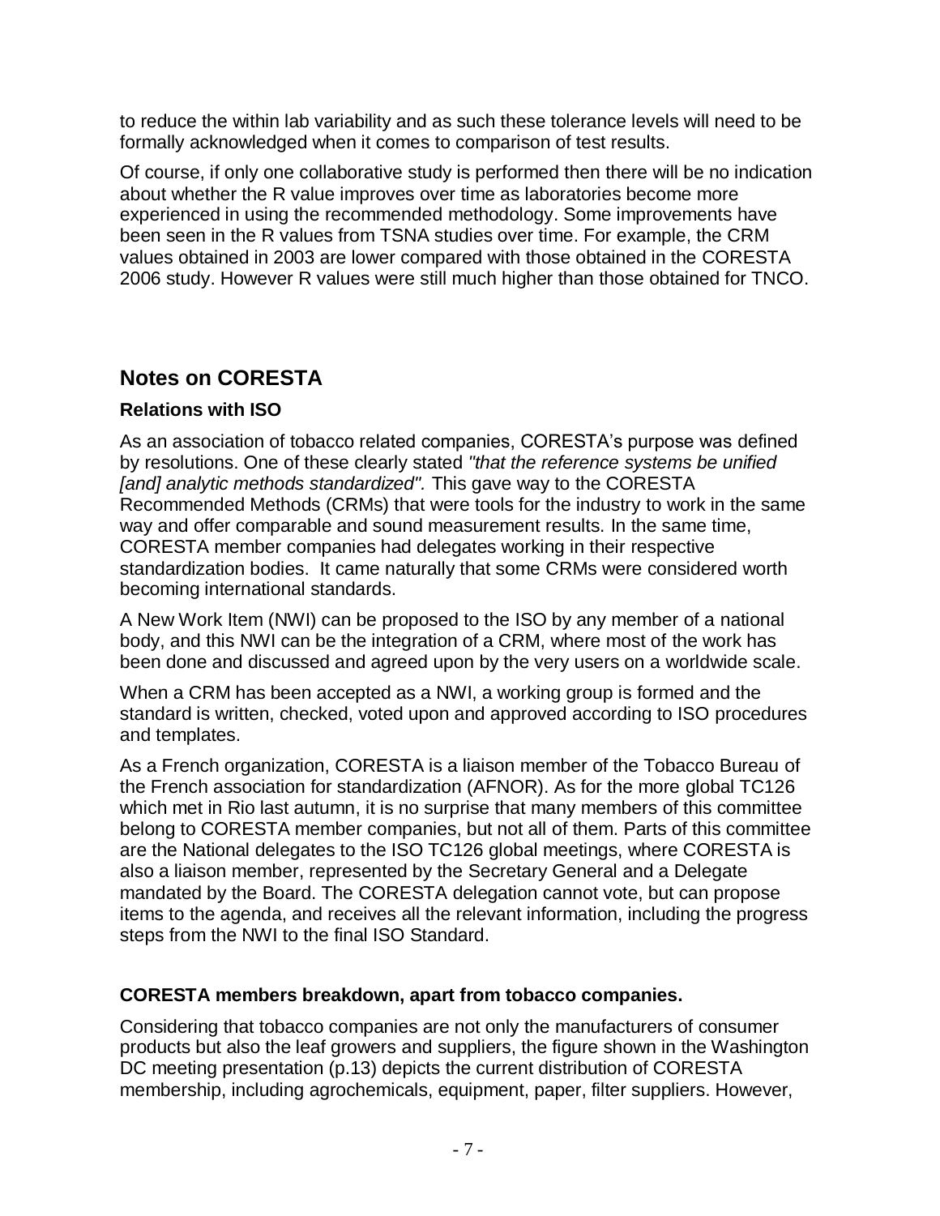to reduce the within lab variability and as such these tolerance levels will need to be formally acknowledged when it comes to comparison of test results.

Of course, if only one collaborative study is performed then there will be no indication about whether the R value improves over time as laboratories become more experienced in using the recommended methodology. Some improvements have been seen in the R values from TSNA studies over time. For example, the CRM values obtained in 2003 are lower compared with those obtained in the CORESTA 2006 study. However R values were still much higher than those obtained for TNCO.

## Notes on CORESTA

### Relations with ISO

As an association of tobacco related companies, CORESTA's purpose was defined by resolutions. One of these clearly stated *"that the reference systems be unified [and] analytic methods standardized".* This gave way to the CORESTA Recommended Methods (CRMs) that were tools for the industry to work in the same way and offer comparable and sound measurement results. In the same time, CORESTA member companies had delegates working in their respective standardization bodies. It came naturally that some CRMs were considered worth becoming international standards.

A New Work Item (NWI) can be proposed to the ISO by any member of a national body, and this NWI can be the integration of a CRM, where most of the work has been done and discussed and agreed upon by the very users on a worldwide scale.

When a CRM has been accepted as a NWI, a working group is formed and the standard is written, checked, voted upon and approved according to ISO procedures and templates.

As a French organization, CORESTA is a liaison member of the Tobacco Bureau of the French association for standardization (AFNOR). As for the more global TC126 which met in Rio last autumn, it is no surprise that many members of this committee belong to CORESTA member companies, but not all of them. Parts of this committee are the National delegates to the ISO TC126 global meetings, where CORESTA is also a liaison member, represented by the Secretary General and a Delegate mandated by the Board. The CORESTA delegation cannot vote, but can propose items to the agenda, and receives all the relevant information, including the progress steps from the NWI to the final ISO Standard.

### CORESTA members breakdown, apart from tobacco companies.

Considering that tobacco companies are not only the manufacturers of consumer products but also the leaf growers and suppliers, the figure shown in the Washington DC meeting presentation (p.13) depicts the current distribution of CORESTA membership, including agrochemicals, equipment, paper, filter suppliers. However,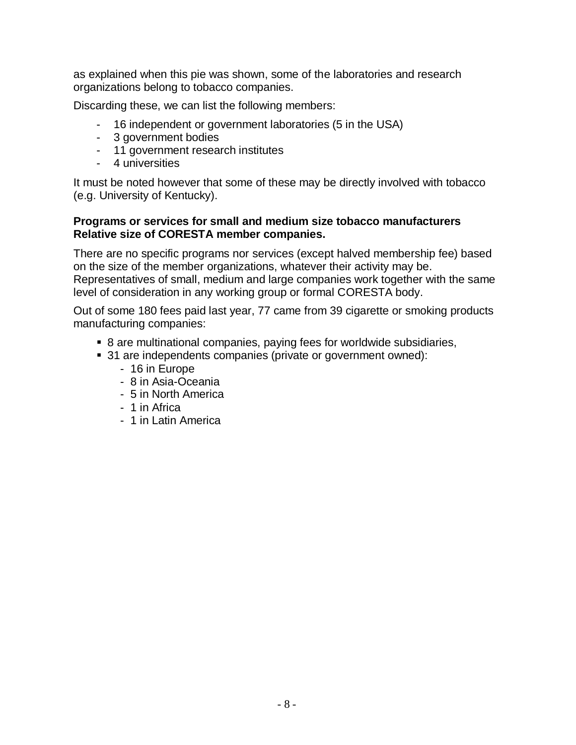as explained when this pie was shown, some of the laboratories and research organizations belong to tobacco companies.

Discarding these, we can list the following members:

- 16 independent or government laboratories (5 in the USA)
- 3 government bodies
- 11 government research institutes
- 4 universities

It must be noted however that some of these may be directly involved with tobacco (e.g. University of Kentucky).

**Programs or services for small and medium size tobacco manufacturers**
**Relative size of CORESTA member companies.**

There are no specific programs nor services (except halved membership fee) based on the size of the member organizations, whatever their activity may be. Representatives of small, medium and large companies work together with the same level of consideration in any working group or formal CORESTA body.

Out of some 180 fees paid last year, 77 came from 39 cigarette or smoking products manufacturing companies:

- 8 are multinational companies, paying fees for worldwide subsidiaries,
- 31 are independents companies (private or government owned):
  - 16 in Europe
  - 8 in Asia-Oceania
  - 5 in North America
  - 1 in Africa
  - 1 in Latin America